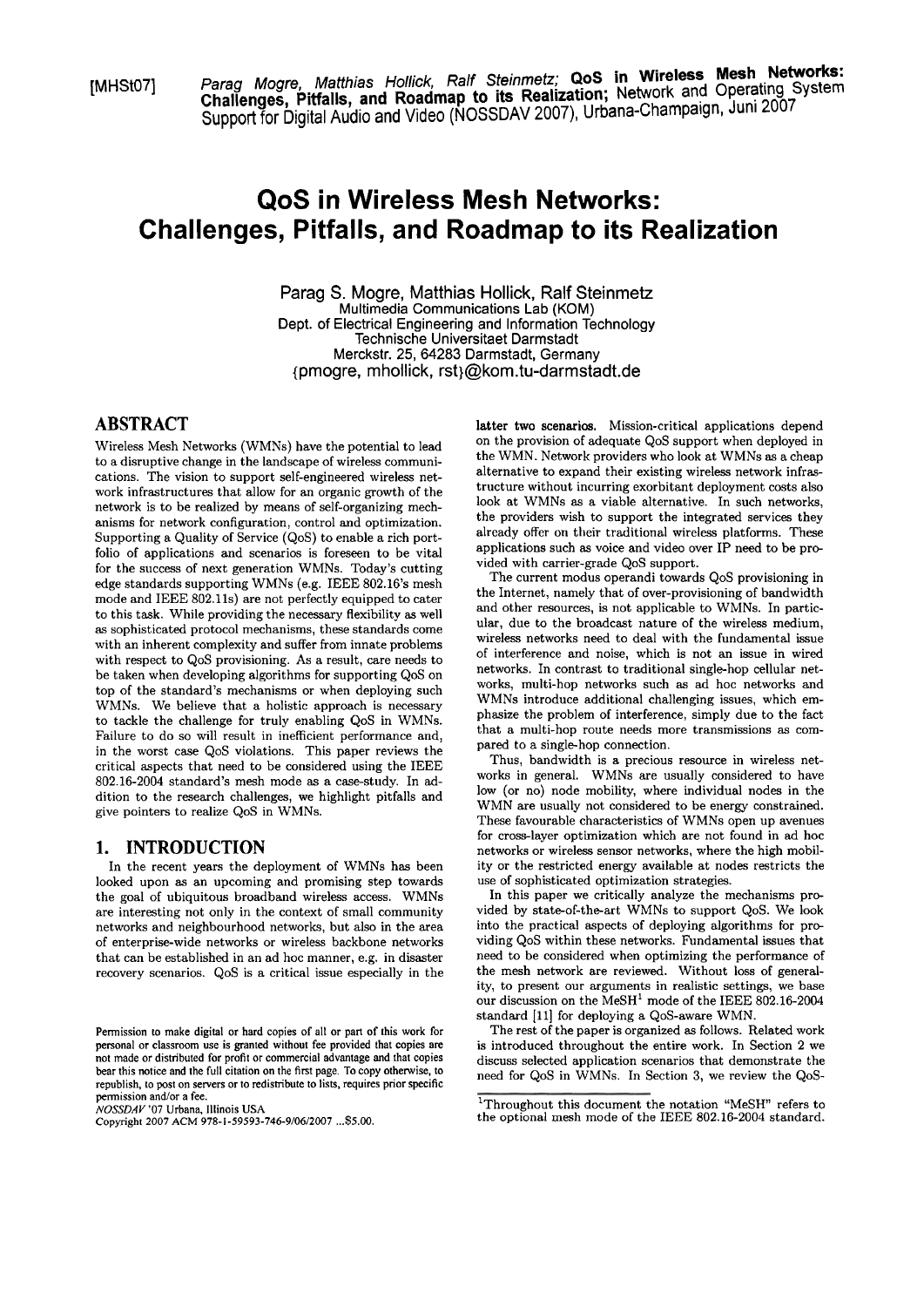[MHSt07] *Parag Mogre, Matthias Hollick, Ralf Steinmetz;* **QoS in Wireless Mesh Networks: Challenges, Pitfalls, and Roadmap to its Realization**; Network and Operating System Support for Digital Audio and Video (NOSSDAV 2007), Urbana-Champaign, Juni 2007

# QoS in Wireless Mesh Networks: Challenges, Pitfalls, and Roadmap to its Realization

Parag S. Mogre, Matthias Hollick, Ralf Steinmetz
Multimedia Communications Lab (KOM)
Dept. of Electrical Engineering and Information Technology
Technische Universitaet Darmstadt
Merckstr. 25, 64283 Darmstadt, Germany
{pmogre, mhollick, rst}@kom.tu-darmstadt.de

## ABSTRACT

Wireless Mesh Networks (WMNs) have the potential to lead to a disruptive change in the landscape of wireless communications. The vision to support self-engineered wireless network infrastructures that allow for an organic growth of the network is to be realized by means of self-organizing mechanisms for network configuration, control and optimization. Supporting a Quality of Service (QoS) to enable a rich portfolio of applications and scenarios is foreseen to be vital for the success of next generation WMNs. Today's cutting edge standards supporting WMNs (e.g. IEEE 802.16's mesh mode and IEEE 802.11s) are not perfectly equipped to cater to this task. While providing the necessary flexibility as well as sophisticated protocol mechanisms, these standards come with an inherent complexity and suffer from innate problems with respect to QoS provisioning. As a result, care needs to be taken when developing algorithms for supporting QoS on top of the standard's mechanisms or when deploying such WMNs. We believe that a holistic approach is necessary to tackle the challenge for truly enabling QoS in WMNs. Failure to do so will result in inefficient performance and, in the worst case QoS violations. This paper reviews the critical aspects that need to be considered using the IEEE 802.16-2004 standard's mesh mode as a case-study. In addition to the research challenges, we highlight pitfalls and give pointers to realize QoS in WMNs.

## 1. INTRODUCTION

In the recent years the deployment of WMNs has been looked upon as an upcoming and promising step towards the goal of ubiquitous broadband wireless access. WMNs are interesting not only in the context of small community networks and neighbourhood networks, but also in the area of enterprise-wide networks or wireless backbone networks that can be established in an ad hoc manner, e.g. in disaster recovery scenarios. QoS is a critical issue especially in the latter two scenarios. Mission-critical applications depend on the provision of adequate QoS support when deployed in the WMN. Network providers who look at WMNs as a cheap alternative to expand their existing wireless network infrastructure without incurring exorbitant deployment costs also look at WMNs as a viable alternative. In such networks, the providers wish to support the integrated services they already offer on their traditional wireless platforms. These applications such as voice and video over IP need to be provided with carrier-grade QoS support.

The current modus operandi towards QoS provisioning in the Internet, namely that of over-provisioning of bandwidth and other resources, is not applicable to WMNs. In particular, due to the broadcast nature of the wireless medium, wireless networks need to deal with the fundamental issue of interference and noise, which is not an issue in wired networks. In contrast to traditional single-hop cellular networks, multi-hop networks such as ad hoc networks and WMNs introduce additional challenging issues, which emphasize the problem of interference, simply due to the fact that a multi-hop route needs more transmissions as compared to a single-hop connection.

Thus, bandwidth is a precious resource in wireless networks in general. WMNs are usually considered to have low (or no) node mobility, where individual nodes in the WMN are usually not considered to be energy constrained. These favourable characteristics of WMNs open up avenues for cross-layer optimization which are not found in ad hoc networks or wireless sensor networks, where the high mobility or the restricted energy available at nodes restricts the use of sophisticated optimization strategies.

In this paper we critically analyze the mechanisms provided by state-of-the-art WMNs to support QoS. We look into the practical aspects of deploying algorithms for providing QoS within these networks. Fundamental issues that need to be considered when optimizing the performance of the mesh network are reviewed. Without loss of generality, to present our arguments in realistic settings, we base our discussion on the MeSH[1] mode of the IEEE 802.16-2004 standard [11] for deploying a QoS-aware WMN.

The rest of the paper is organized as follows. Related work is introduced throughout the entire work. In Section 2 we discuss selected application scenarios that demonstrate the need for QoS in WMNs. In Section 3, we review the QoS-

[1]Throughout this document the notation "MeSH" refers to the optional mesh mode of the IEEE 802.16-2004 standard.

Permission to make digital or hard copies of all or part of this work for personal or classroom use is granted without fee provided that copies are not made or distributed for profit or commercial advantage and that copies bear this notice and the full citation on the first page. To copy otherwise, to republish, to post on servers or to redistribute to lists, requires prior specific permission and/or a fee.
*NOSSDAV '07* Urbana, Illinois USA
Copyright 2007 ACM 978-1-59593-746-9/06/2007 ...$5.00.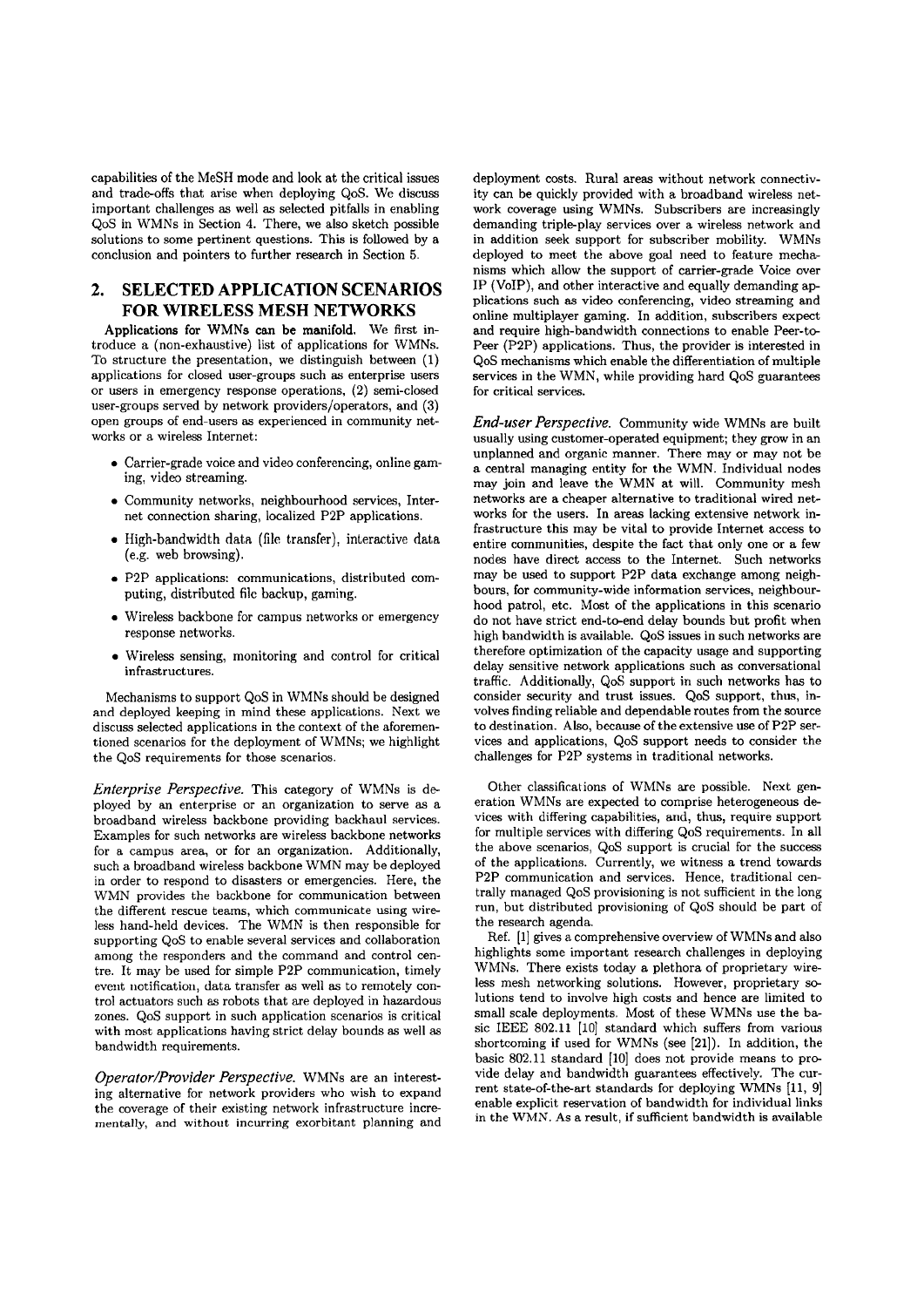capabilities of the MeSH mode and look at the critical issues and trade-offs that arise when deploying QoS. We discuss important challenges as well as selected pitfalls in enabling QoS in WMNs in Section 4. There, we also sketch possible solutions to some pertinent questions. This is followed by a conclusion and pointers to further research in Section 5.

## 2. SELECTED APPLICATION SCENARIOS FOR WIRELESS MESH NETWORKS

**Applications for WMNs can be manifold.** We first introduce a (non-exhaustive) list of applications for WMNs. To structure the presentation, we distinguish between (1) applications for closed user-groups such as enterprise users or users in emergency response operations, (2) semi-closed user-groups served by network providers/operators, and (3) open groups of end-users as experienced in community networks or a wireless Internet:

- Carrier-grade voice and video conferencing, online gaming, video streaming.
- Community networks, neighbourhood services, Internet connection sharing, localized P2P applications.
- High-bandwidth data (file transfer), interactive data (e.g. web browsing).
- P2P applications: communications, distributed computing, distributed file backup, gaming.
- Wireless backbone for campus networks or emergency response networks.
- Wireless sensing, monitoring and control for critical infrastructures.

Mechanisms to support QoS in WMNs should be designed and deployed keeping in mind these applications. Next we discuss selected applications in the context of the aforementioned scenarios for the deployment of WMNs; we highlight the QoS requirements for those scenarios.

*Enterprise Perspective.* This category of WMNs is deployed by an enterprise or an organization to serve as a broadband wireless backbone providing backhaul services. Examples for such networks are wireless backbone networks for a campus area, or for an organization. Additionally, such a broadband wireless backbone WMN may be deployed in order to respond to disasters or emergencies. Here, the WMN provides the backbone for communication between the different rescue teams, which communicate using wireless hand-held devices. The WMN is then responsible for supporting QoS to enable several services and collaboration among the responders and the command and control centre. It may be used for simple P2P communication, timely event notification, data transfer as well as to remotely control actuators such as robots that are deployed in hazardous zones. QoS support in such application scenarios is critical with most applications having strict delay bounds as well as bandwidth requirements.

*Operator/Provider Perspective.* WMNs are an interesting alternative for network providers who wish to expand the coverage of their existing network infrastructure incrementally, and without incurring exorbitant planning and deployment costs. Rural areas without network connectivity can be quickly provided with a broadband wireless network coverage using WMNs. Subscribers are increasingly demanding triple-play services over a wireless network and in addition seek support for subscriber mobility. WMNs deployed to meet the above goal need to feature mechanisms which allow the support of carrier-grade Voice over IP (VoIP), and other interactive and equally demanding applications such as video conferencing, video streaming and online multiplayer gaming. In addition, subscribers expect and require high-bandwidth connections to enable Peer-to-Peer (P2P) applications. Thus, the provider is interested in QoS mechanisms which enable the differentiation of multiple services in the WMN, while providing hard QoS guarantees for critical services.

*End-user Perspective.* Community wide WMNs are built usually using customer-operated equipment; they grow in an unplanned and organic manner. There may or may not be a central managing entity for the WMN. Individual nodes may join and leave the WMN at will. Community mesh networks are a cheaper alternative to traditional wired networks for the users. In areas lacking extensive network infrastructure this may be vital to provide Internet access to entire communities, despite the fact that only one or a few nodes have direct access to the Internet. Such networks may be used to support P2P data exchange among neighbours, for community-wide information services, neighbourhood patrol, etc. Most of the applications in this scenario do not have strict end-to-end delay bounds but profit when high bandwidth is available. QoS issues in such networks are therefore optimization of the capacity usage and supporting delay sensitive network applications such as conversational traffic. Additionally, QoS support in such networks has to consider security and trust issues. QoS support, thus, involves finding reliable and dependable routes from the source to destination. Also, because of the extensive use of P2P services and applications, QoS support needs to consider the challenges for P2P systems in traditional networks.

Other classifications of WMNs are possible. Next generation WMNs are expected to comprise heterogeneous devices with differing capabilities, and, thus, require support for multiple services with differing QoS requirements. In all the above scenarios, QoS support is crucial for the success of the applications. Currently, we witness a trend towards P2P communication and services. Hence, traditional centrally managed QoS provisioning is not sufficient in the long run, but distributed provisioning of QoS should be part of the research agenda.

Ref. [1] gives a comprehensive overview of WMNs and also highlights some important research challenges in deploying WMNs. There exists today a plethora of proprietary wireless mesh networking solutions. However, proprietary solutions tend to involve high costs and hence are limited to small scale deployments. Most of these WMNs use the basic IEEE 802.11 [10] standard which suffers from various shortcoming if used for WMNs (see [21]). In addition, the basic 802.11 standard [10] does not provide means to provide delay and bandwidth guarantees effectively. The current state-of-the-art standards for deploying WMNs [11, 9] enable explicit reservation of bandwidth for individual links in the WMN. As a result, if sufficient bandwidth is available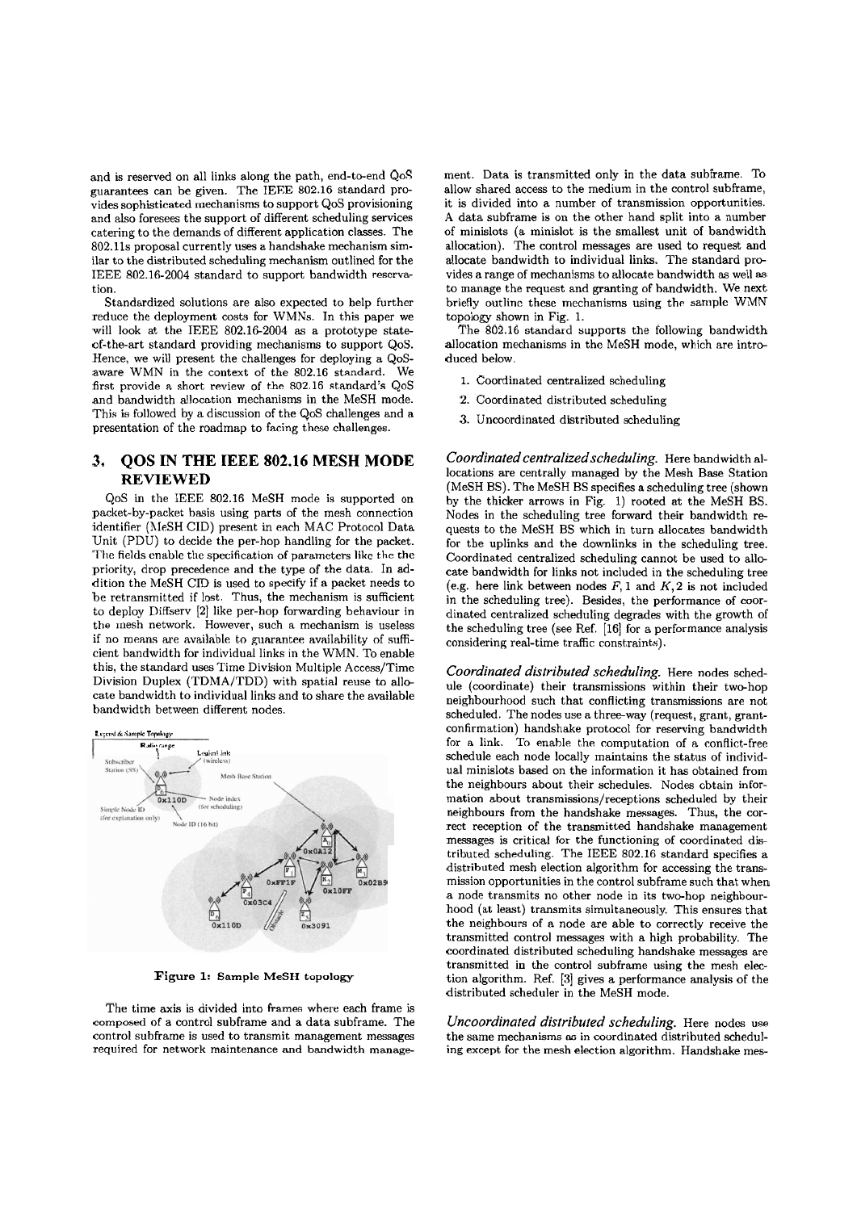and is reserved on all links along the path, end-to-end QoS guarantees can be given. The IEEE 802.16 standard provides sophisticated mechanisms to support QoS provisioning and also foresees the support of different scheduling services catering to the demands of different application classes. The 802.11s proposal currently uses a handshake mechanism similar to the distributed scheduling mechanism outlined for the IEEE 802.16-2004 standard to support bandwidth reservation.

Standardized solutions are also expected to help further reduce the deployment costs for WMNs. In this paper we will look at the IEEE 802.16-2004 as a prototype state-of-the-art standard providing mechanisms to support QoS. Hence, we will present the challenges for deploying a QoS-aware WMN in the context of the 802.16 standard. We first provide a short review of the 802.16 standard's QoS and bandwidth allocation mechanisms in the MeSH mode. This is followed by a discussion of the QoS challenges and a presentation of the roadmap to facing these challenges.

## 3. QOS IN THE IEEE 802.16 MESH MODE REVIEWED

QoS in the IEEE 802.16 MeSH mode is supported on packet-by-packet basis using parts of the mesh connection identifier (MeSH CID) present in each MAC Protocol Data Unit (PDU) to decide the per-hop handling for the packet. The fields enable the specification of parameters like the the priority, drop precedence and the type of the data. In addition the MeSH CID is used to specify if a packet needs to be retransmitted if lost. Thus, the mechanism is sufficient to deploy Diffserv [2] like per-hop forwarding behaviour in the mesh network. However, such a mechanism is useless if no means are available to guarantee availability of sufficient bandwidth for individual links in the WMN. To enable this, the standard uses Time Division Multiple Access/Time Division Duplex (TDMA/TDD) with spatial reuse to allocate bandwidth to individual links and to share the available bandwidth between different nodes.

Figure 1: Sample MeSH topology

The time axis is divided into frames where each frame is composed of a control subframe and a data subframe. The control subframe is used to transmit management messages required for network maintenance and bandwidth management. Data is transmitted only in the data subframe. To allow shared access to the medium in the control subframe, it is divided into a number of transmission opportunities. A data subframe is on the other hand split into a number of minislots (a minislot is the smallest unit of bandwidth allocation). The control messages are used to request and allocate bandwidth to individual links. The standard provides a range of mechanisms to allocate bandwidth as well as to manage the request and granting of bandwidth. We next briefly outline these mechanisms using the sample WMN topology shown in Fig. 1.

The 802.16 standard supports the following bandwidth allocation mechanisms in the MeSH mode, which are introduced below.

1. Coordinated centralized scheduling
2. Coordinated distributed scheduling
3. Uncoordinated distributed scheduling

*Coordinated centralized scheduling.* Here bandwidth allocations are centrally managed by the Mesh Base Station (MeSH BS). The MeSH BS specifies a scheduling tree (shown by the thicker arrows in Fig. 1) rooted at the MeSH BS. Nodes in the scheduling tree forward their bandwidth requests to the MeSH BS which in turn allocates bandwidth for the uplinks and the downlinks in the scheduling tree. Coordinated centralized scheduling cannot be used to allocate bandwidth for links not included in the scheduling tree (e.g. here link between nodes $F, 1$ and $K, 2$ is not included in the scheduling tree). Besides, the performance of coordinated centralized scheduling degrades with the growth of the scheduling tree (see Ref. [16] for a performance analysis considering real-time traffic constraints).

*Coordinated distributed scheduling.* Here nodes schedule (coordinate) their transmissions within their two-hop neighbourhood such that conflicting transmissions are not scheduled. The nodes use a three-way (request, grant, grant-confirmation) handshake protocol for reserving bandwidth for a link. To enable the computation of a conflict-free schedule each node locally maintains the status of individual minislots based on the information it has obtained from the neighbours about their schedules. Nodes obtain information about transmissions/receptions scheduled by their neighbours from the handshake messages. Thus, the correct reception of the transmitted handshake management messages is critical for the functioning of coordinated distributed scheduling. The IEEE 802.16 standard specifies a distributed mesh election algorithm for accessing the transmission opportunities in the control subframe such that when a node transmits no other node in its two-hop neighbourhood (at least) transmits simultaneously. This ensures that the neighbours of a node are able to correctly receive the transmitted control messages with a high probability. The coordinated distributed scheduling handshake messages are transmitted in the control subframe using the mesh election algorithm. Ref. [3] gives a performance analysis of the distributed scheduler in the MeSH mode.

*Uncoordinated distributed scheduling.* Here nodes use the same mechanisms as in coordinated distributed scheduling except for the mesh election algorithm. Handshake mes-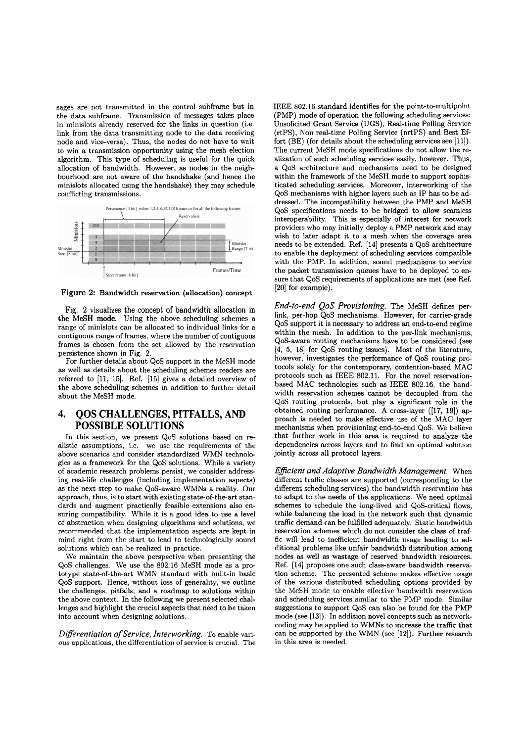sages are not transmitted in the control subframe but in the data subframe. Transmission of messages takes place in minislots already reserved for the links in question (i.e. link from the data transmitting node to the data receiving node and vice-versa). Thus, the nodes do not have to wait to win a transmission opportunity using the mesh election algorithm. This type of scheduling is useful for the quick allocation of bandwidth. However, as nodes in the neighbourhood are not aware of the handshake (and hence the minislots allocated using the handshake) they may schedule conflicting transmissions.

**Figure 2: Bandwidth reservation (allocation) concept**

Fig. 2 visualizes the concept of bandwidth allocation in the MeSH mode. Using the above scheduling schemes a range of minislots can be allocated to individual links for a contiguous range of frames, where the number of contiguous frames is chosen from the set allowed by the reservation persistence shown in Fig. 2.

For further details about QoS support in the MeSH mode as well as details about the scheduling schemes readers are referred to [11, 15]. Ref. [15] gives a detailed overview of the above scheduling schemes in addition to further detail about the MeSH mode.

# 4. QOS CHALLENGES, PITFALLS, AND POSSIBLE SOLUTIONS

In this section, we present QoS solutions based on realistic assumptions, i.e. we use the requirements of the above scenarios and consider standardized WMN technologies as a framework for the QoS solutions. While a variety of academic research problems persist, we consider addressing real-life challenges (including implementation aspects) as the next step to make QoS-aware WMNs a reality. Our approach, thus, is to start with existing state-of-the-art standards and augment practically feasible extensions also ensuring compatibility. While it is a good idea to use a level of abstraction when designing algorithms and solutions, we recommended that the implementation aspects are kept in mind right from the start to lead to technologically sound solutions which can be realized in practice.

We maintain the above perspective when presenting the QoS challenges. We use the 802.16 MeSH mode as a prototype state-of-the-art WMN standard with built-in basic QoS support. Hence, without loss of generality, we outline the challenges, pitfalls, and a roadmap to solutions within the above context. In the following we present selected challenges and highlight the crucial aspects that need to be taken into account when designing solutions.

*Differentiation of Service, Interworking.* To enable various applications, the differentiation of service is crucial. The IEEE 802.16 standard identifies for the point-to-multipoint (PMP) mode of operation the following scheduling services: Unsolicited Grant Service (UGS), Real-time Polling Service (rtPS), Non real-time Polling Service (nrtPS) and Best Effort (BE) (for details about the scheduling services see [11]). The current MeSH mode specifications do not allow the realization of such scheduling services easily, however. Thus, a QoS architecture and mechansims need to be designed within the framework of the MeSH mode to support sophisticated scheduling services. Moreover, interworking of the QoS mechanisms with higher layers such as IP has to be addressed. The incompatibility between the PMP and MeSH QoS specifications needs to be bridged to allow seamless interoperability. This is especially of interest for network providers who may initially deploy a PMP network and may wish to later adapt it to a mesh when the coverage area needs to be extended. Ref. [14] presents a QoS architecture to enable the deployment of scheduling services compatible with the PMP. In addition, sound mechanisms to service the packet transmission queues have to be deployed to ensure that QoS requirements of applications are met (see Ref. [20] for example).

*End-to-end QoS Provisioning.* The MeSH defines per-link, per-hop QoS mechanisms. However, for carrier-grade QoS support it is necessary to address an end-to-end regime within the mesh. In addition to the per-link mechanisms, QoS-aware routing mechanisms have to be considered (see [4, 5, 18] for QoS routing issues). Most of the literature, however, investigates the performance of QoS routing protocols solely for the contemporary, contention-based MAC protocols such as IEEE 802.11. For the novel reservation-based MAC technologies such as IEEE 802.16, the bandwidth reservation schemes cannot be decoupled from the QoS routing protocols, but play a significant role in the obtained routing performance. A cross-layer ([17, 19]) approach is needed to make effective use of the MAC layer mechanisms when provisioning end-to-end QoS. We believe that further work in this area is required to analyze the dependencies across layers and to find an optimal solution jointly across all protocol layers.

*Efficient and Adaptive Bandwidth Management.* When different traffic classes are supported (corresponding to the different scheduling services) the bandwidth reservation has to adapt to the needs of the applications. We need optimal schemes to schedule the long-lived and QoS-critical flows, while balancing the load in the network such that dynamic traffic demand can be fulfilled adequately. Static bandwidth reservation schemes which do not consider the class of traffic will lead to inefficient bandwidth usage leading to additional problems like unfair bandwidth distribution among nodes as well as wastage of reserved bandwidth resources. Ref. [14] proposes one such class-aware bandwidth reservation scheme. The presented scheme makes effective usage of the various distributed scheduling options provided by the MeSH mode to enable effective bandwidth reservation and scheduling services similar to the PMP mode. Similar suggestions to support QoS can also be found for the PMP mode (see [13]). In addition novel concepts such as network-coding may be applied to WMNs to increase the traffic that can be supported by the WMN (see [12]). Further research in this area is needed.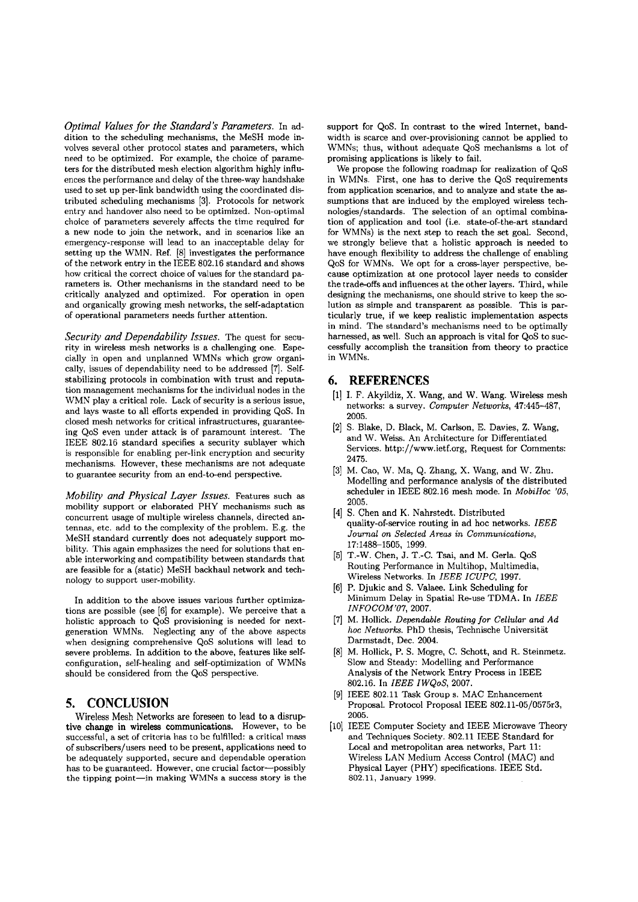*Optimal Values for the Standard's Parameters.* In addition to the scheduling mechanisms, the MeSH mode involves several other protocol states and parameters, which need to be optimized. For example, the choice of parameters for the distributed mesh election algorithm highly influences the performance and delay of the three-way handshake used to set up per-link bandwidth using the coordinated distributed scheduling mechanisms [3]. Protocols for network entry and handover also need to be optimized. Non-optimal choice of parameters severely affects the time required for a new node to join the network, and in scenarios like an emergency-response will lead to an inacceptable delay for setting up the WMN. Ref. [8] investigates the performance of the network entry in the IEEE 802.16 standard and shows how critical the correct choice of values for the standard parameters is. Other mechanisms in the standard need to be critically analyzed and optimized. For operation in open and organically growing mesh networks, the self-adaptation of operational parameters needs further attention.

*Security and Dependability Issues.* The quest for security in wireless mesh networks is a challenging one. Especially in open and unplanned WMNs which grow organically, issues of dependability need to be addressed [7]. Self-stabilizing protocols in combination with trust and reputation management mechanisms for the individual nodes in the WMN play a critical role. Lack of security is a serious issue, and lays waste to all efforts expended in providing QoS. In closed mesh networks for critical infrastructures, guaranteeing QoS even under attack is of paramount interest. The IEEE 802.16 standard specifies a security sublayer which is responsible for enabling per-link encryption and security mechanisms. However, these mechanisms are not adequate to guarantee security from an end-to-end perspective.

*Mobility and Physical Layer Issues.* Features such as mobility support or elaborated PHY mechanisms such as concurrent usage of multiple wireless channels, directed antennas, etc. add to the complexity of the problem. E.g. the MeSH standard currently does not adequately support mobility. This again emphasizes the need for solutions that enable interworking and compatibility between standards that are feasible for a (static) MeSH backhaul network and technology to support user-mobility.

In addition to the above issues various further optimizations are possible (see [6] for example). We perceive that a holistic approach to QoS provisioning is needed for next-generation WMNs. Neglecting any of the above aspects when designing comprehensive QoS solutions will lead to severe problems. In addition to the above, features like self-configuration, self-healing and self-optimization of WMNs should be considered from the QoS perspective.

## 5. CONCLUSION

Wireless Mesh Networks are foreseen to lead to a disruptive change in wireless communications. However, to be successful, a set of criteria has to be fulfilled: a critical mass of subscribers/users need to be present, applications need to be adequately supported, secure and dependable operation has to be guaranteed. However, one crucial factor—possibly the tipping point—in making WMNs a success story is the support for QoS. In contrast to the wired Internet, bandwidth is scarce and over-provisioning cannot be applied to WMNs; thus, without adequate QoS mechanisms a lot of promising applications is likely to fail.

We propose the following roadmap for realization of QoS in WMNs. First, one has to derive the QoS requirements from application scenarios, and to analyze and state the assumptions that are induced by the employed wireless technologies/standards. The selection of an optimal combination of application and tool (i.e. state-of-the-art standard for WMNs) is the next step to reach the set goal. Second, we strongly believe that a holistic approach is needed to have enough flexibility to address the challenge of enabling QoS for WMNs. We opt for a cross-layer perspective, because optimization at one protocol layer needs to consider the trade-offs and influences at the other layers. Third, while designing the mechanisms, one should strive to keep the solution as simple and transparent as possible. This is particularly true, if we keep realistic implementation aspects in mind. The standard's mechanisms need to be optimally harnessed, as well. Such an approach is vital for QoS to successfully accomplish the transition from theory to practice in WMNs.

## 6. REFERENCES

[1] I. F. Akyildiz, X. Wang, and W. Wang. Wireless mesh networks: a survey. *Computer Networks*, 47:445–487, 2005.

[2] S. Blake, D. Black, M. Carlson, E. Davies, Z. Wang, and W. Weiss. An Architecture for Differentiated Services. http://www.ietf.org, Request for Comments: 2475.

[3] M. Cao, W. Ma, Q. Zhang, X. Wang, and W. Zhu. Modelling and performance analysis of the distributed scheduler in IEEE 802.16 mesh mode. In *MobiHoc '05*, 2005.

[4] S. Chen and K. Nahrstedt. Distributed quality-of-service routing in ad hoc networks. *IEEE Journal on Selected Areas in Communications*, 17:1488–1505, 1999.

[5] T.-W. Chen, J. T.-C. Tsai, and M. Gerla. QoS Routing Performance in Multihop, Multimedia, Wireless Networks. In *IEEE ICUPC*, 1997.

[6] P. Djukic and S. Valaee. Link Scheduling for Minimum Delay in Spatial Re-use TDMA. In *IEEE INFOCOM'07*, 2007.

[7] M. Hollick. *Dependable Routing for Cellular and Ad hoc Networks.* PhD thesis, Technische Universität Darmstadt, Dec. 2004.

[8] M. Hollick, P. S. Mogre, C. Schott, and R. Steinmetz. Slow and Steady: Modelling and Performance Analysis of the Network Entry Process in IEEE 802.16. In *IEEE IWQoS*, 2007.

[9] IEEE 802.11 Task Group s. MAC Enhancement Proposal. Protocol Proposal IEEE 802.11-05/0575r3, 2005.

[10] IEEE Computer Society and IEEE Microwave Theory and Techniques Society. 802.11 IEEE Standard for Local and metropolitan area networks, Part 11: Wireless LAN Medium Access Control (MAC) and Physical Layer (PHY) specifications. IEEE Std. 802.11, January 1999.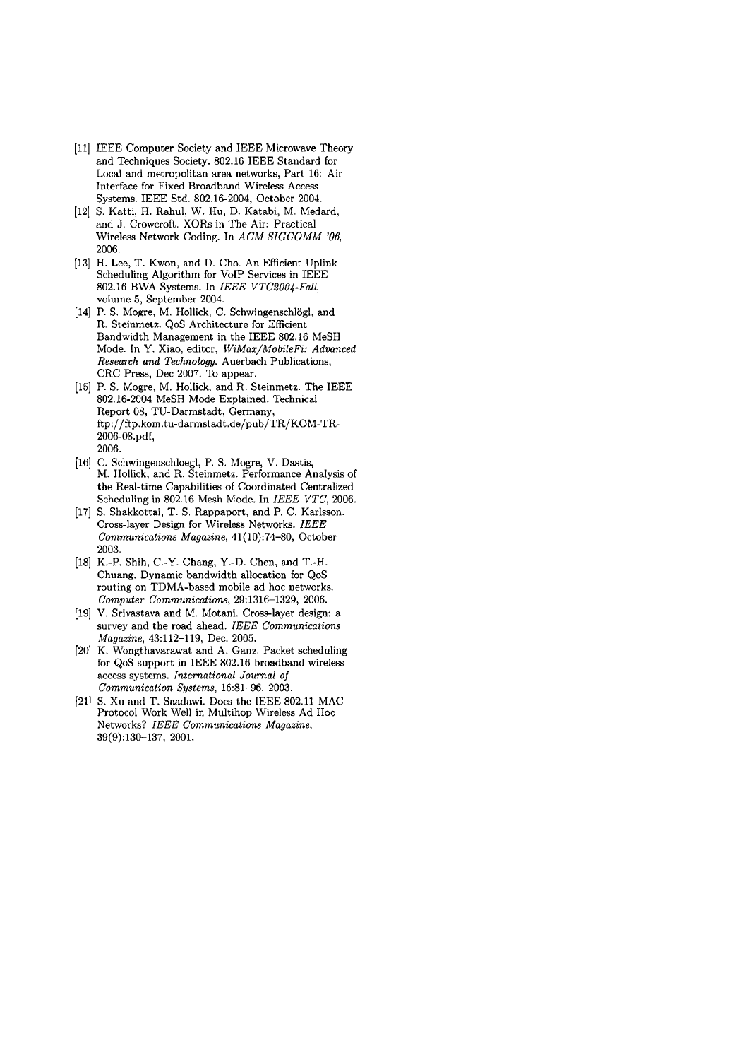[11] IEEE Computer Society and IEEE Microwave Theory and Techniques Society. 802.16 IEEE Standard for Local and metropolitan area networks, Part 16: Air Interface for Fixed Broadband Wireless Access Systems. IEEE Std. 802.16-2004, October 2004.

[12] S. Katti, H. Rahul, W. Hu, D. Katabi, M. Medard, and J. Crowcroft. XORs in The Air: Practical Wireless Network Coding. In *ACM SIGCOMM '06*, 2006.

[13] H. Lee, T. Kwon, and D. Cho. An Efficient Uplink Scheduling Algorithm for VoIP Services in IEEE 802.16 BWA Systems. In *IEEE VTC2004-Fall*, volume 5, September 2004.

[14] P. S. Mogre, M. Hollick, C. Schwingenschlögl, and R. Steinmetz. QoS Architecture for Efficient Bandwidth Management in the IEEE 802.16 MeSH Mode. In Y. Xiao, editor, *WiMax/MobileFi: Advanced Research and Technology*. Auerbach Publications, CRC Press, Dec 2007. To appear.

[15] P. S. Mogre, M. Hollick, and R. Steinmetz. The IEEE 802.16-2004 MeSH Mode Explained. Technical Report 08, TU-Darmstadt, Germany, ftp://ftp.kom.tu-darmstadt.de/pub/TR/KOM-TR-2006-08.pdf, 2006.

[16] C. Schwingenschloegl, P. S. Mogre, V. Dastis, M. Hollick, and R. Steinmetz. Performance Analysis of the Real-time Capabilities of Coordinated Centralized Scheduling in 802.16 Mesh Mode. In *IEEE VTC*, 2006.

[17] S. Shakkottai, T. S. Rappaport, and P. C. Karlsson. Cross-layer Design for Wireless Networks. *IEEE Communications Magazine*, 41(10):74–80, October 2003.

[18] K.-P. Shih, C.-Y. Chang, Y.-D. Chen, and T.-H. Chuang. Dynamic bandwidth allocation for QoS routing on TDMA-based mobile ad hoc networks. *Computer Communications*, 29:1316–1329, 2006.

[19] V. Srivastava and M. Motani. Cross-layer design: a survey and the road ahead. *IEEE Communications Magazine*, 43:112–119, Dec. 2005.

[20] K. Wongthavarawat and A. Ganz. Packet scheduling for QoS support in IEEE 802.16 broadband wireless access systems. *International Journal of Communication Systems*, 16:81–96, 2003.

[21] S. Xu and T. Saadawi. Does the IEEE 802.11 MAC Protocol Work Well in Multihop Wireless Ad Hoc Networks? *IEEE Communications Magazine*, 39(9):130–137, 2001.